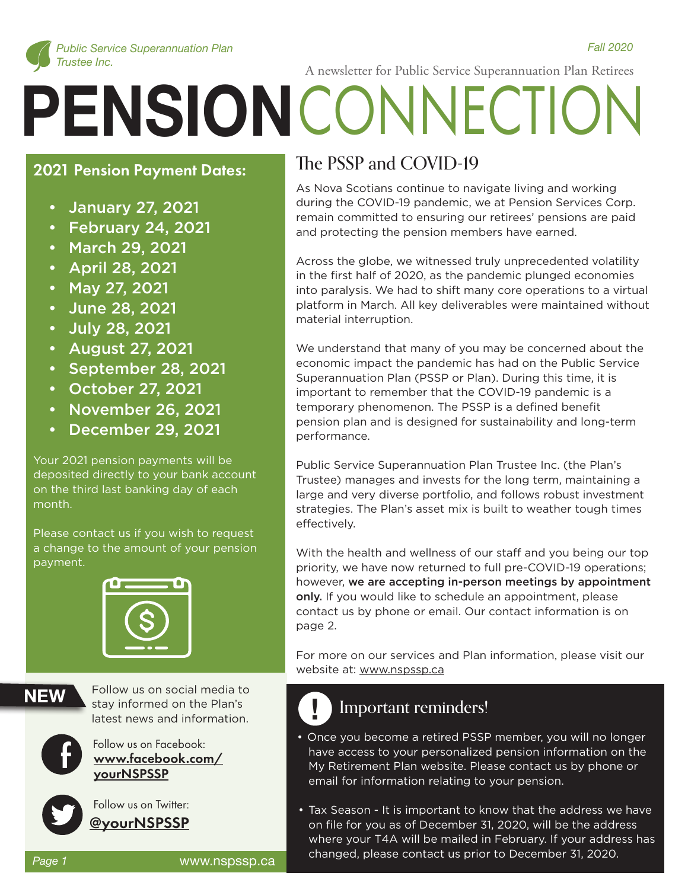Public Service Superannuation Plan Trustee Inc.

Fall 2020

A newsletter for Public Service Superannuation Plan Retirees

# PENSION CONNECTION

## 2021 Pension Payment Dates:

- January 27, 2021
- February 24, 2021
- March 29, 2021
- April 28, 2021
- May 27, 2021
- June 28, 2021
- July 28, 2021
- August 27, 2021
- September 28, 2021
- October 27, 2021
- November 26, 2021
- December 29, 2021

Your 2021 pension payments will be deposited directly to your bank account on the third last banking day of each month.

Please contact us if you wish to request a change to the amount of your pension payment.

**NEW** Follow us on social media to stay informed on the Plan's latest news and information.

Follow us on Facebook: **www.facebook.com/yourNSPSSP**

Follow us on Twitter: **@yourNSPSSP**

## The PSSP and COVID-19

As Nova Scotians continue to navigate living and working during the COVID-19 pandemic, we at Pension Services Corp. remain committed to ensuring our retirees' pensions are paid and protecting the pension members have earned.

Across the globe, we witnessed truly unprecedented volatility in the first half of 2020, as the pandemic plunged economies into paralysis. We had to shift many core operations to a virtual platform in March. All key deliverables were maintained without material interruption.

We understand that many of you may be concerned about the economic impact the pandemic has had on the Public Service Superannuation Plan (PSSP or Plan). During this time, it is important to remember that the COVID-19 pandemic is a temporary phenomenon. The PSSP is a defined benefit pension plan and is designed for sustainability and long-term performance.

Public Service Superannuation Plan Trustee Inc. (the Plan's Trustee) manages and invests for the long term, maintaining a large and very diverse portfolio, and follows robust investment strategies. The Plan's asset mix is built to weather tough times effectively.

With the health and wellness of our staff and you being our top priority, we have now returned to full pre-COVID-19 operations; however, **we are accepting in-person meetings by appointment only.** If you would like to schedule an appointment, please contact us by phone or email. Our contact information is on page 2.

For more on our services and Plan information, please visit our website at: www.nspssp.ca

## Important reminders!

- Once you become a retired PSSP member, you will no longer have access to your personalized pension information on the My Retirement Plan website. Please contact us by phone or email for information relating to your pension.
- Tax Season - It is important to know that the address we have on file for you as of December 31, 2020, will be the address where your T4A will be mailed in February. If your address has changed, please contact us prior to December 31, 2020.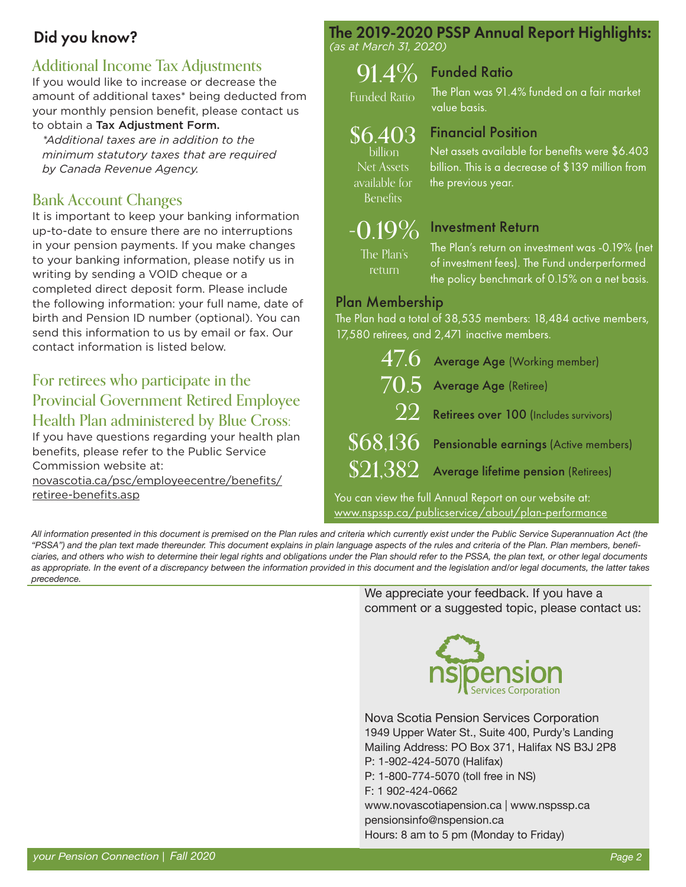## Did you know?

### Additional Income Tax Adjustments

If you would like to increase or decrease the amount of additional taxes* being deducted from your monthly pension benefit, please contact us to obtain a **Tax Adjustment Form.**

*\*Additional taxes are in addition to the minimum statutory taxes that are required by Canada Revenue Agency.*

### Bank Account Changes

It is important to keep your banking information up-to-date to ensure there are no interruptions in your pension payments. If you make changes to your banking information, please notify us in writing by sending a VOID cheque or a completed direct deposit form. Please include the following information: your full name, date of birth and Pension ID number (optional). You can send this information to us by email or fax. Our contact information is listed below.

### For retirees who participate in the Provincial Government Retired Employee Health Plan administered by Blue Cross:

If you have questions regarding your health plan benefits, please refer to the Public Service Commission website at:
novascotia.ca/psc/employeecentre/benefits/retiree-benefits.asp

## The 2019-2020 PSSP Annual Report Highlights:

*(as at March 31, 2020)*

**91.4%** Funded Ratio

### Funded Ratio

The Plan was 91.4% funded on a fair market value basis.

**$6.403** billion Net Assets available for Benefits

### Financial Position

Net assets available for benefits were $6.403 billion. This is a decrease of $139 million from the previous year.

**-0.19%** The Plan's return

### Investment Return

The Plan's return on investment was -0.19% (net of investment fees). The Fund underperformed the policy benchmark of 0.15% on a net basis.

### Plan Membership

The Plan had a total of 38,535 members: 18,484 active members, 17,580 retirees, and 2,471 inactive members.

47.6 **Average Age** (Working member)

70.5 **Average Age** (Retiree)

22 **Retirees over 100** (Includes survivors)

$68,136 **Pensionable earnings** (Active members)

$21,382 **Average lifetime pension** (Retirees)

You can view the full Annual Report on our website at:
www.nspssp.ca/publicservice/about/plan-performance

*All information presented in this document is premised on the Plan rules and criteria which currently exist under the Public Service Superannuation Act (the "PSSA") and the plan text made thereunder. This document explains in plain language aspects of the rules and criteria of the Plan. Plan members, beneficiaries, and others who wish to determine their legal rights and obligations under the Plan should refer to the PSSA, the plan text, or other legal documents as appropriate. In the event of a discrepancy between the information provided in this document and the legislation and/or legal documents, the latter takes precedence.*

We appreciate your feedback. If you have a comment or a suggested topic, please contact us:

nspension Services Corporation

Nova Scotia Pension Services Corporation
1949 Upper Water St., Suite 400, Purdy's Landing
Mailing Address: PO Box 371, Halifax NS B3J 2P8
P: 1-902-424-5070 (Halifax)
P: 1-800-774-5070 (toll free in NS)
F: 1 902-424-0662
www.novascotiapension.ca | www.nspssp.ca
pensionsinfo@nspension.ca
Hours: 8 am to 5 pm (Monday to Friday)